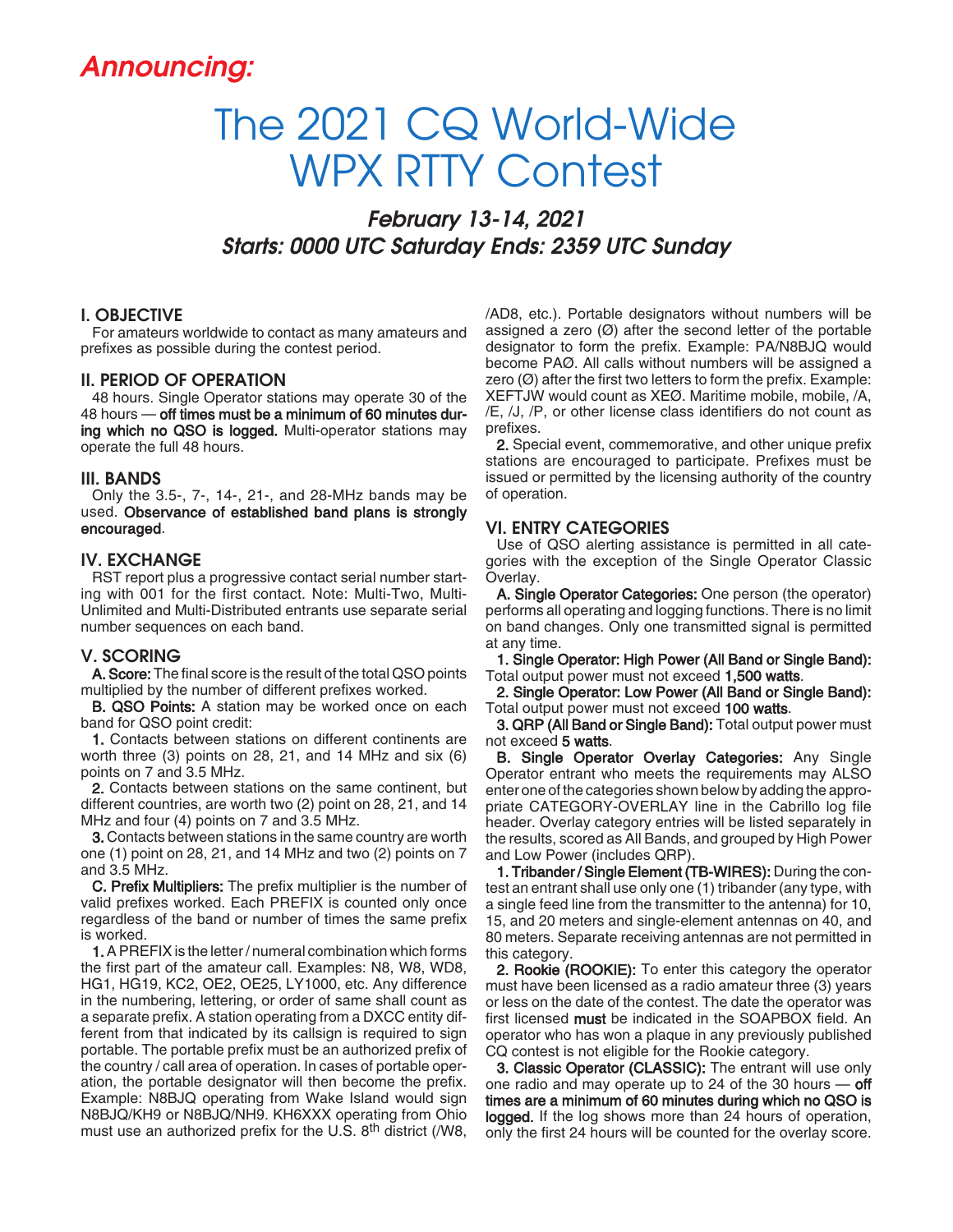*Announcing:*

# The 2021 CQ World-Wide WPX RTTY Contest

***February 13-14, 2021***
***Starts: 0000 UTC Saturday Ends: 2359 UTC Sunday***

## I. OBJECTIVE

For amateurs worldwide to contact as many amateurs and prefixes as possible during the contest period.

## II. PERIOD OF OPERATION

48 hours. Single Operator stations may operate 30 of the 48 hours — **off times must be a minimum of 60 minutes during which no QSO is logged.** Multi-operator stations may operate the full 48 hours.

## III. BANDS

Only the 3.5-, 7-, 14-, 21-, and 28-MHz bands may be used. **Observance of established band plans is strongly encouraged**.

## IV. EXCHANGE

RST report plus a progressive contact serial number starting with 001 for the first contact. Note: Multi-Two, Multi-Unlimited and Multi-Distributed entrants use separate serial number sequences on each band.

## V. SCORING

**A. Score:** The final score is the result of the total QSO points multiplied by the number of different prefixes worked.

**B. QSO Points:** A station may be worked once on each band for QSO point credit:

**1.** Contacts between stations on different continents are worth three (3) points on 28, 21, and 14 MHz and six (6) points on 7 and 3.5 MHz.

**2.** Contacts between stations on the same continent, but different countries, are worth two (2) point on 28, 21, and 14 MHz and four (4) points on 7 and 3.5 MHz.

**3.** Contacts between stations in the same country are worth one (1) point on 28, 21, and 14 MHz and two (2) points on 7 and 3.5 MHz.

**C. Prefix Multipliers:** The prefix multiplier is the number of valid prefixes worked. Each PREFIX is counted only once regardless of the band or number of times the same prefix is worked.

**1.** A PREFIX is the letter / numeral combination which forms the first part of the amateur call. Examples: N8, W8, WD8, HG1, HG19, KC2, OE2, OE25, LY1000, etc. Any difference in the numbering, lettering, or order of same shall count as a separate prefix. A station operating from a DXCC entity different from that indicated by its callsign is required to sign portable. The portable prefix must be an authorized prefix of the country / call area of operation. In cases of portable operation, the portable designator will then become the prefix. Example: N8BJQ operating from Wake Island would sign N8BJQ/KH9 or N8BJQ/NH9. KH6XXX operating from Ohio must use an authorized prefix for the U.S. 8th district (/W8, /AD8, etc.). Portable designators without numbers will be assigned a zero (Ø) after the second letter of the portable designator to form the prefix. Example: PA/N8BJQ would become PAØ. All calls without numbers will be assigned a zero (Ø) after the first two letters to form the prefix. Example: XEFTJW would count as XEØ. Maritime mobile, mobile, /A, /E, /J, /P, or other license class identifiers do not count as prefixes.

**2.** Special event, commemorative, and other unique prefix stations are encouraged to participate. Prefixes must be issued or permitted by the licensing authority of the country of operation.

## VI. ENTRY CATEGORIES

Use of QSO alerting assistance is permitted in all categories with the exception of the Single Operator Classic Overlay.

**A. Single Operator Categories:** One person (the operator) performs all operating and logging functions. There is no limit on band changes. Only one transmitted signal is permitted at any time.

**1. Single Operator: High Power (All Band or Single Band):** Total output power must not exceed **1,500 watts**.

**2. Single Operator: Low Power (All Band or Single Band):** Total output power must not exceed **100 watts**.

**3. QRP (All Band or Single Band):** Total output power must not exceed **5 watts**.

**B. Single Operator Overlay Categories:** Any Single Operator entrant who meets the requirements may ALSO enter one of the categories shown below by adding the appropriate CATEGORY-OVERLAY line in the Cabrillo log file header. Overlay category entries will be listed separately in the results, scored as All Bands, and grouped by High Power and Low Power (includes QRP).

**1. Tribander / Single Element (TB-WIRES):** During the contest an entrant shall use only one (1) tribander (any type, with a single feed line from the transmitter to the antenna) for 10, 15, and 20 meters and single-element antennas on 40, and 80 meters. Separate receiving antennas are not permitted in this category.

**2. Rookie (ROOKIE):** To enter this category the operator must have been licensed as a radio amateur three (3) years or less on the date of the contest. The date the operator was first licensed **must** be indicated in the SOAPBOX field. An operator who has won a plaque in any previously published CQ contest is not eligible for the Rookie category.

**3. Classic Operator (CLASSIC):** The entrant will use only one radio and may operate up to 24 of the 30 hours — **off times are a minimum of 60 minutes during which no QSO is logged.** If the log shows more than 24 hours of operation, only the first 24 hours will be counted for the overlay score.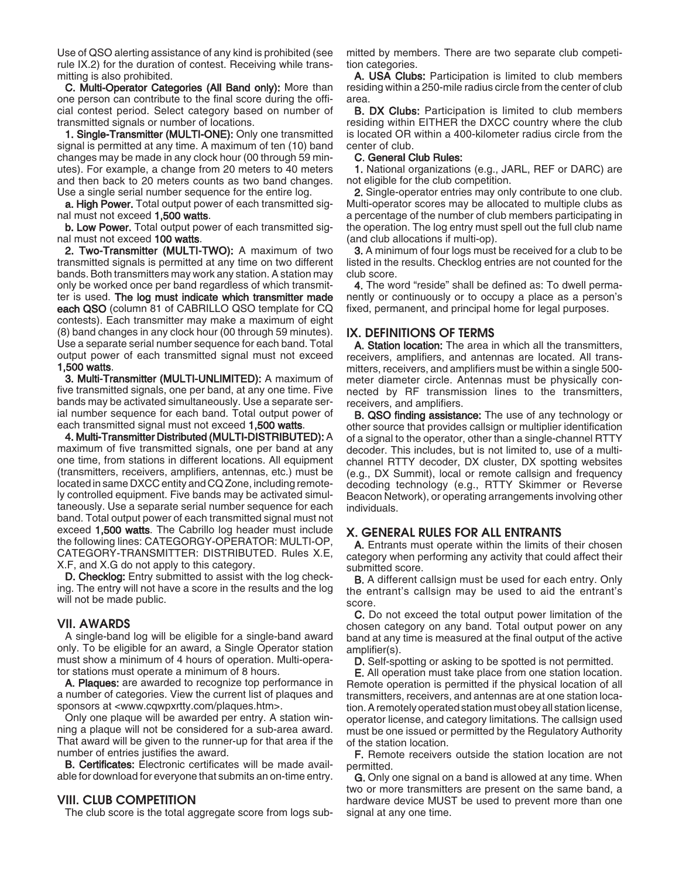Use of QSO alerting assistance of any kind is prohibited (see rule IX.2) for the duration of contest. Receiving while transmitting is also prohibited.

**C. Multi-Operator Categories (All Band only):** More than one person can contribute to the final score during the official contest period. Select category based on number of transmitted signals or number of locations.

**1. Single-Transmitter (MULTI-ONE):** Only one transmitted signal is permitted at any time. A maximum of ten (10) band changes may be made in any clock hour (00 through 59 minutes). For example, a change from 20 meters to 40 meters and then back to 20 meters counts as two band changes. Use a single serial number sequence for the entire log.

**a. High Power.** Total output power of each transmitted signal must not exceed **1,500 watts**.

**b. Low Power.** Total output power of each transmitted signal must not exceed **100 watts**.

**2. Two-Transmitter (MULTI-TWO):** A maximum of two transmitted signals is permitted at any time on two different bands. Both transmitters may work any station. A station may only be worked once per band regardless of which transmitter is used. **The log must indicate which transmitter made each QSO** (column 81 of CABRILLO QSO template for CQ contests). Each transmitter may make a maximum of eight (8) band changes in any clock hour (00 through 59 minutes). Use a separate serial number sequence for each band. Total output power of each transmitted signal must not exceed **1,500 watts**.

**3. Multi-Transmitter (MULTI-UNLIMITED):** A maximum of five transmitted signals, one per band, at any one time. Five bands may be activated simultaneously. Use a separate serial number sequence for each band. Total output power of each transmitted signal must not exceed **1,500 watts**.

**4. Multi-Transmitter Distributed (MULTI-DISTRIBUTED):** A maximum of five transmitted signals, one per band at any one time, from stations in different locations. All equipment (transmitters, receivers, amplifiers, antennas, etc.) must be located in same DXCC entity and CQ Zone, including remotely controlled equipment. Five bands may be activated simultaneously. Use a separate serial number sequence for each band. Total output power of each transmitted signal must not exceed **1,500 watts**. The Cabrillo log header must include the following lines: CATEGORGY-OPERATOR: MULTI-OP, CATEGORY-TRANSMITTER: DISTRIBUTED. Rules X.E, X.F, and X.G do not apply to this category.

**D. Checklog:** Entry submitted to assist with the log checking. The entry will not have a score in the results and the log will not be made public.

## VII. AWARDS

A single-band log will be eligible for a single-band award only. To be eligible for an award, a Single Operator station must show a minimum of 4 hours of operation. Multi-operator stations must operate a minimum of 8 hours.

**A. Plaques:** are awarded to recognize top performance in a number of categories. View the current list of plaques and sponsors at <www.cqwpxrtty.com/plaques.htm>.

Only one plaque will be awarded per entry. A station winning a plaque will not be considered for a sub-area award. That award will be given to the runner-up for that area if the number of entries justifies the award.

**B. Certificates:** Electronic certificates will be made available for download for everyone that submits an on-time entry.

## VIII. CLUB COMPETITION

The club score is the total aggregate score from logs submitted by members. There are two separate club competition categories.

**A. USA Clubs:** Participation is limited to club members residing within a 250-mile radius circle from the center of club area.

**B. DX Clubs:** Participation is limited to club members residing within EITHER the DXCC country where the club is located OR within a 400-kilometer radius circle from the center of club.

**C. General Club Rules:**

**1.** National organizations (e.g., JARL, REF or DARC) are not eligible for the club competition.

**2.** Single-operator entries may only contribute to one club. Multi-operator scores may be allocated to multiple clubs as a percentage of the number of club members participating in the operation. The log entry must spell out the full club name (and club allocations if multi-op).

**3.** A minimum of four logs must be received for a club to be listed in the results. Checklog entries are not counted for the club score.

**4.** The word "reside" shall be defined as: To dwell permanently or continuously or to occupy a place as a person's fixed, permanent, and principal home for legal purposes.

## IX. DEFINITIONS OF TERMS

**A. Station location:** The area in which all the transmitters, receivers, amplifiers, and antennas are located. All transmitters, receivers, and amplifiers must be within a single 500-meter diameter circle. Antennas must be physically connected by RF transmission lines to the transmitters, receivers, and amplifiers.

**B. QSO finding assistance:** The use of any technology or other source that provides callsign or multiplier identification of a signal to the operator, other than a single-channel RTTY decoder. This includes, but is not limited to, use of a multi-channel RTTY decoder, DX cluster, DX spotting websites (e.g., DX Summit), local or remote callsign and frequency decoding technology (e.g., RTTY Skimmer or Reverse Beacon Network), or operating arrangements involving other individuals.

## X. GENERAL RULES FOR ALL ENTRANTS

**A.** Entrants must operate within the limits of their chosen category when performing any activity that could affect their submitted score.

**B.** A different callsign must be used for each entry. Only the entrant's callsign may be used to aid the entrant's score.

**C.** Do not exceed the total output power limitation of the chosen category on any band. Total output power on any band at any time is measured at the final output of the active amplifier(s).

**D.** Self-spotting or asking to be spotted is not permitted.

**E.** All operation must take place from one station location. Remote operation is permitted if the physical location of all transmitters, receivers, and antennas are at one station location. A remotely operated station must obey all station license, operator license, and category limitations. The callsign used must be one issued or permitted by the Regulatory Authority of the station location.

**F.** Remote receivers outside the station location are not permitted.

**G.** Only one signal on a band is allowed at any time. When two or more transmitters are present on the same band, a hardware device MUST be used to prevent more than one signal at any one time.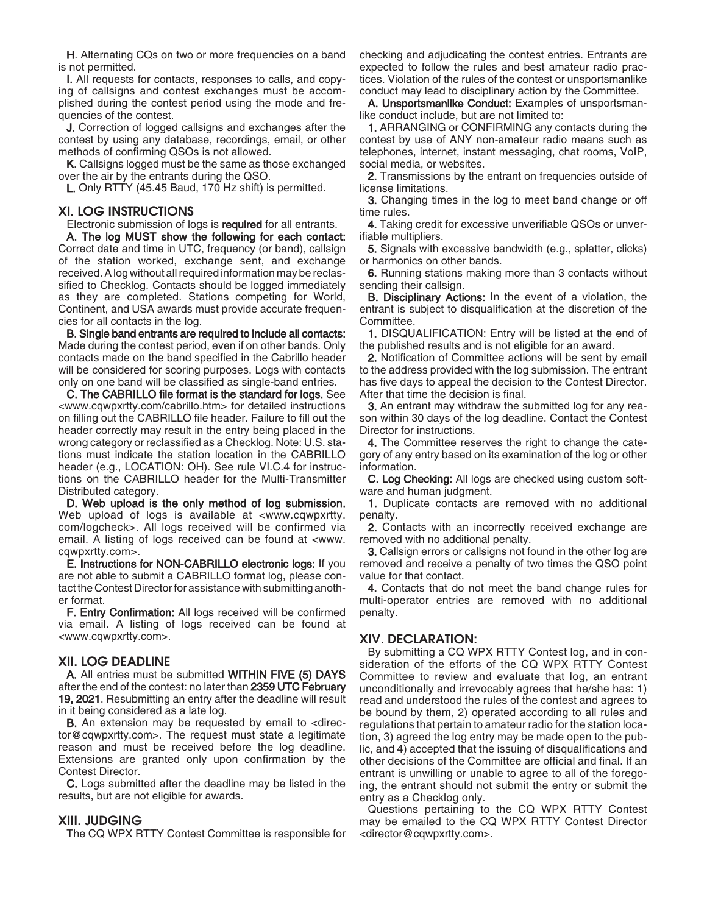**H.** Alternating CQs on two or more frequencies on a band is not permitted.

**I.** All requests for contacts, responses to calls, and copying of callsigns and contest exchanges must be accomplished during the contest period using the mode and frequencies of the contest.

**J.** Correction of logged callsigns and exchanges after the contest by using any database, recordings, email, or other methods of confirming QSOs is not allowed.

**K.** Callsigns logged must be the same as those exchanged over the air by the entrants during the QSO.

**L.** Only RTTY (45.45 Baud, 170 Hz shift) is permitted.

## XI. LOG INSTRUCTIONS

Electronic submission of logs is **required** for all entrants.

**A. The log MUST show the following for each contact:** Correct date and time in UTC, frequency (or band), callsign of the station worked, exchange sent, and exchange received. A log without all required information may be reclassified to Checklog. Contacts should be logged immediately as they are completed. Stations competing for World, Continent, and USA awards must provide accurate frequencies for all contacts in the log.

**B. Single band entrants are required to include all contacts:** Made during the contest period, even if on other bands. Only contacts made on the band specified in the Cabrillo header will be considered for scoring purposes. Logs with contacts only on one band will be classified as single-band entries.

**C. The CABRILLO file format is the standard for logs.** See <www.cqwpxrtty.com/cabrillo.htm> for detailed instructions on filling out the CABRILLO file header. Failure to fill out the header correctly may result in the entry being placed in the wrong category or reclassified as a Checklog. Note: U.S. stations must indicate the station location in the CABRILLO header (e.g., LOCATION: OH). See rule VI.C.4 for instructions on the CABRILLO header for the Multi-Transmitter Distributed category.

**D. Web upload is the only method of log submission.** Web upload of logs is available at <www.cqwpxrtty.com/logcheck>. All logs received will be confirmed via email. A listing of logs received can be found at <www.cqwpxrtty.com>.

**E. Instructions for NON-CABRILLO electronic logs:** If you are not able to submit a CABRILLO format log, please contact the Contest Director for assistance with submitting another format.

**F. Entry Confirmation:** All logs received will be confirmed via email. A listing of logs received can be found at <www.cqwpxrtty.com>.

## XII. LOG DEADLINE

**A.** All entries must be submitted **WITHIN FIVE (5) DAYS** after the end of the contest: no later than **2359 UTC February 19, 2021**. Resubmitting an entry after the deadline will result in it being considered as a late log.

**B.** An extension may be requested by email to <director@cqwpxrtty.com>. The request must state a legitimate reason and must be received before the log deadline. Extensions are granted only upon confirmation by the Contest Director.

**C.** Logs submitted after the deadline may be listed in the results, but are not eligible for awards.

## XIII. JUDGING

The CQ WPX RTTY Contest Committee is responsible for checking and adjudicating the contest entries. Entrants are expected to follow the rules and best amateur radio practices. Violation of the rules of the contest or unsportsmanlike conduct may lead to disciplinary action by the Committee.

**A. Unsportsmanlike Conduct:** Examples of unsportsmanlike conduct include, but are not limited to:

**1.** ARRANGING or CONFIRMING any contacts during the contest by use of ANY non-amateur radio means such as telephones, internet, instant messaging, chat rooms, VoIP, social media, or websites.

**2.** Transmissions by the entrant on frequencies outside of license limitations.

**3.** Changing times in the log to meet band change or off time rules.

**4.** Taking credit for excessive unverifiable QSOs or unverifiable multipliers.

**5.** Signals with excessive bandwidth (e.g., splatter, clicks) or harmonics on other bands.

**6.** Running stations making more than 3 contacts without sending their callsign.

**B. Disciplinary Actions:** In the event of a violation, the entrant is subject to disqualification at the discretion of the Committee.

**1.** DISQUALIFICATION: Entry will be listed at the end of the published results and is not eligible for an award.

**2.** Notification of Committee actions will be sent by email to the address provided with the log submission. The entrant has five days to appeal the decision to the Contest Director. After that time the decision is final.

**3.** An entrant may withdraw the submitted log for any reason within 30 days of the log deadline. Contact the Contest Director for instructions.

**4.** The Committee reserves the right to change the category of any entry based on its examination of the log or other information.

**C. Log Checking:** All logs are checked using custom software and human judgment.

**1.** Duplicate contacts are removed with no additional penalty.

**2.** Contacts with an incorrectly received exchange are removed with no additional penalty.

**3.** Callsign errors or callsigns not found in the other log are removed and receive a penalty of two times the QSO point value for that contact.

**4.** Contacts that do not meet the band change rules for multi-operator entries are removed with no additional penalty.

## XIV. DECLARATION:

By submitting a CQ WPX RTTY Contest log, and in consideration of the efforts of the CQ WPX RTTY Contest Committee to review and evaluate that log, an entrant unconditionally and irrevocably agrees that he/she has: 1) read and understood the rules of the contest and agrees to be bound by them, 2) operated according to all rules and regulations that pertain to amateur radio for the station location, 3) agreed the log entry may be made open to the public, and 4) accepted that the issuing of disqualifications and other decisions of the Committee are official and final. If an entrant is unwilling or unable to agree to all of the foregoing, the entrant should not submit the entry or submit the entry as a Checklog only.

Questions pertaining to the CQ WPX RTTY Contest may be emailed to the CQ WPX RTTY Contest Director <director@cqwpxrtty.com>.